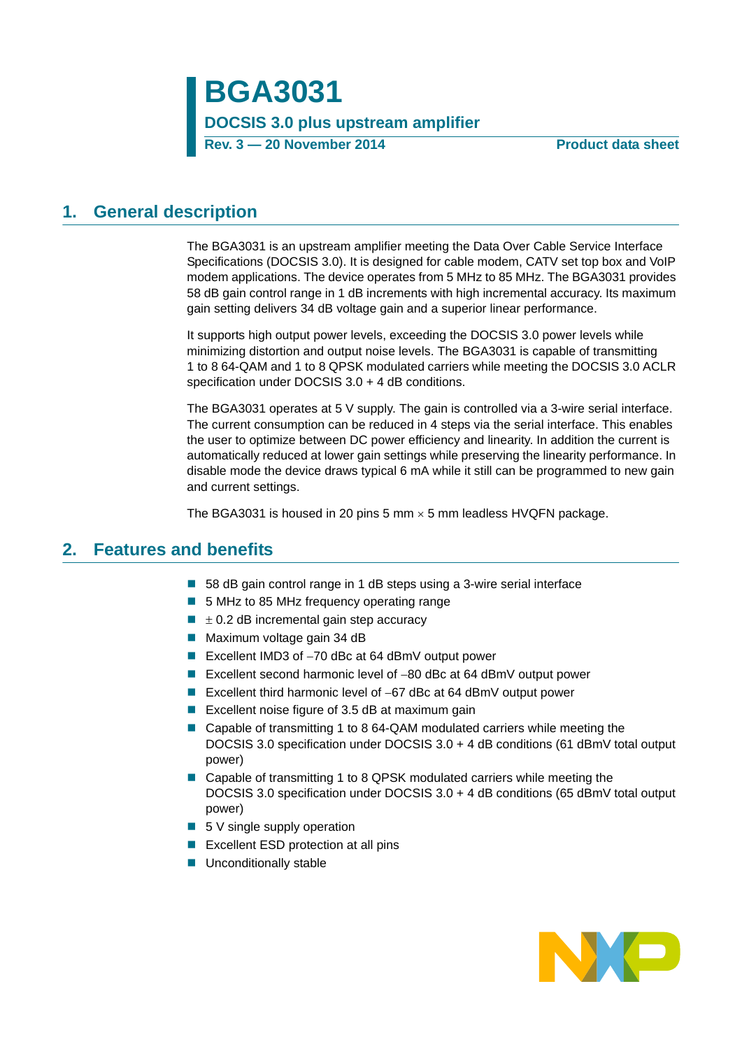# BGA3031

**DOCSIS 3.0 plus upstream amplifier**

**Rev. 3 — 20 November 2014** **Product data sheet**

## 1. General description

The BGA3031 is an upstream amplifier meeting the Data Over Cable Service Interface Specifications (DOCSIS 3.0). It is designed for cable modem, CATV set top box and VoIP modem applications. The device operates from 5 MHz to 85 MHz. The BGA3031 provides 58 dB gain control range in 1 dB increments with high incremental accuracy. Its maximum gain setting delivers 34 dB voltage gain and a superior linear performance.

It supports high output power levels, exceeding the DOCSIS 3.0 power levels while minimizing distortion and output noise levels. The BGA3031 is capable of transmitting 1 to 8 64-QAM and 1 to 8 QPSK modulated carriers while meeting the DOCSIS 3.0 ACLR specification under DOCSIS 3.0 + 4 dB conditions.

The BGA3031 operates at 5 V supply. The gain is controlled via a 3-wire serial interface. The current consumption can be reduced in 4 steps via the serial interface. This enables the user to optimize between DC power efficiency and linearity. In addition the current is automatically reduced at lower gain settings while preserving the linearity performance. In disable mode the device draws typical 6 mA while it still can be programmed to new gain and current settings.

The BGA3031 is housed in 20 pins 5 mm × 5 mm leadless HVQFN package.

## 2. Features and benefits

- 58 dB gain control range in 1 dB steps using a 3-wire serial interface
- 5 MHz to 85 MHz frequency operating range
- ± 0.2 dB incremental gain step accuracy
- Maximum voltage gain 34 dB
- Excellent IMD3 of −70 dBc at 64 dBmV output power
- Excellent second harmonic level of −80 dBc at 64 dBmV output power
- Excellent third harmonic level of −67 dBc at 64 dBmV output power
- Excellent noise figure of 3.5 dB at maximum gain
- Capable of transmitting 1 to 8 64-QAM modulated carriers while meeting the DOCSIS 3.0 specification under DOCSIS 3.0 + 4 dB conditions (61 dBmV total output power)
- Capable of transmitting 1 to 8 QPSK modulated carriers while meeting the DOCSIS 3.0 specification under DOCSIS 3.0 + 4 dB conditions (65 dBmV total output power)
- 5 V single supply operation
- Excellent ESD protection at all pins
- Unconditionally stable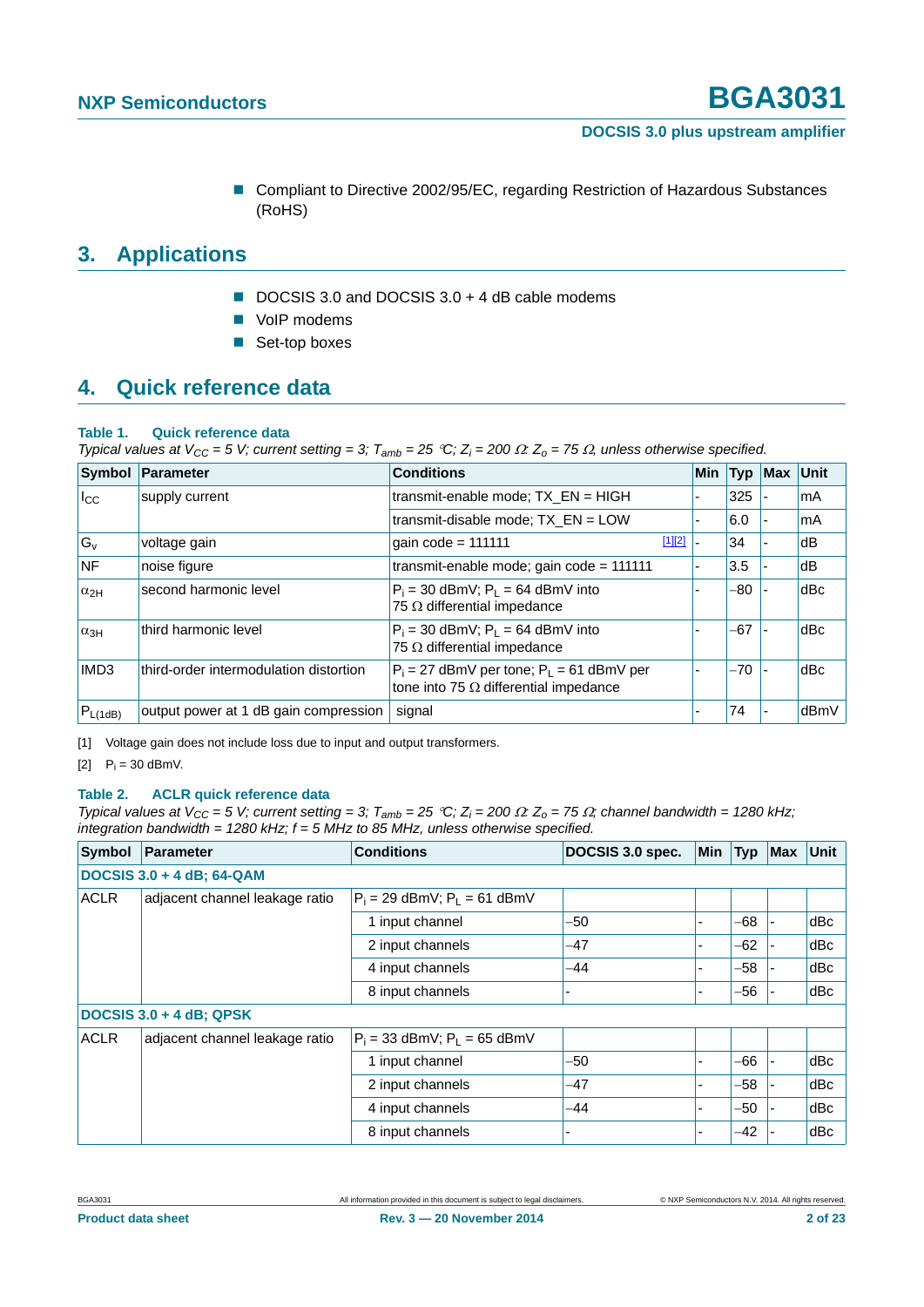- Compliant to Directive 2002/95/EC, regarding Restriction of Hazardous Substances (RoHS)

## 3. Applications

- DOCSIS 3.0 and DOCSIS 3.0 + 4 dB cable modems
- VoIP modems
- Set-top boxes

## 4. Quick reference data

**Table 1. Quick reference data**

*Typical values at $V_{CC}$ = 5 V; current setting = 3; $T_{amb}$ = 25 °C; $Z_i$ = 200 Ω; $Z_o$ = 75 Ω, unless otherwise specified.*

| Symbol | Parameter | Conditions | Min | Typ | Max | Unit |
|---|---|---|---|---|---|---|
| $I_{CC}$ | supply current | transmit-enable mode; TX_EN = HIGH | - | 325 | - | mA |
| | | transmit-disable mode; TX_EN = LOW | - | 6.0 | - | mA |
| $G_v$ | voltage gain | gain code = 111111 [1][2] | - | 34 | - | dB |
| NF | noise figure | transmit-enable mode; gain code = 111111 | - | 3.5 | - | dB |
| $\alpha_{2H}$ | second harmonic level | $P_i$ = 30 dBmV; $P_L$ = 64 dBmV into 75 Ω differential impedance | - | −80 | - | dBc |
| $\alpha_{3H}$ | third harmonic level | $P_i$ = 30 dBmV; $P_L$ = 64 dBmV into 75 Ω differential impedance | - | −67 | - | dBc |
| IMD3 | third-order intermodulation distortion | $P_i$ = 27 dBmV per tone; $P_L$ = 61 dBmV per tone into 75 Ω differential impedance | - | −70 | - | dBc |
| $P_{L(1dB)}$ | output power at 1 dB gain compression | signal | - | 74 | - | dBmV |

[1] Voltage gain does not include loss due to input and output transformers.

[2] $P_i$ = 30 dBmV.

**Table 2. ACLR quick reference data**

*Typical values at $V_{CC}$ = 5 V; current setting = 3; $T_{amb}$ = 25 °C; $Z_i$ = 200 Ω; $Z_o$ = 75 Ω; channel bandwidth = 1280 kHz; integration bandwidth = 1280 kHz; f = 5 MHz to 85 MHz, unless otherwise specified.*

| Symbol | Parameter | Conditions | DOCSIS 3.0 spec. | Min | Typ | Max | Unit |
|---|---|---|---|---|---|---|---|
| **DOCSIS 3.0 + 4 dB; 64-QAM** | | | | | | | |
| ACLR | adjacent channel leakage ratio | $P_i$ = 29 dBmV; $P_L$ = 61 dBmV | | | | | |
| | | 1 input channel | −50 | - | −68 | - | dBc |
| | | 2 input channels | −47 | - | −62 | - | dBc |
| | | 4 input channels | −44 | - | −58 | - | dBc |
| | | 8 input channels | - | - | −56 | - | dBc |
| **DOCSIS 3.0 + 4 dB; QPSK** | | | | | | | |
| ACLR | adjacent channel leakage ratio | $P_i$ = 33 dBmV; $P_L$ = 65 dBmV | | | | | |
| | | 1 input channel | −50 | - | −66 | - | dBc |
| | | 2 input channels | −47 | - | −58 | - | dBc |
| | | 4 input channels | −44 | - | −50 | - | dBc |
| | | 8 input channels | - | - | −42 | - | dBc |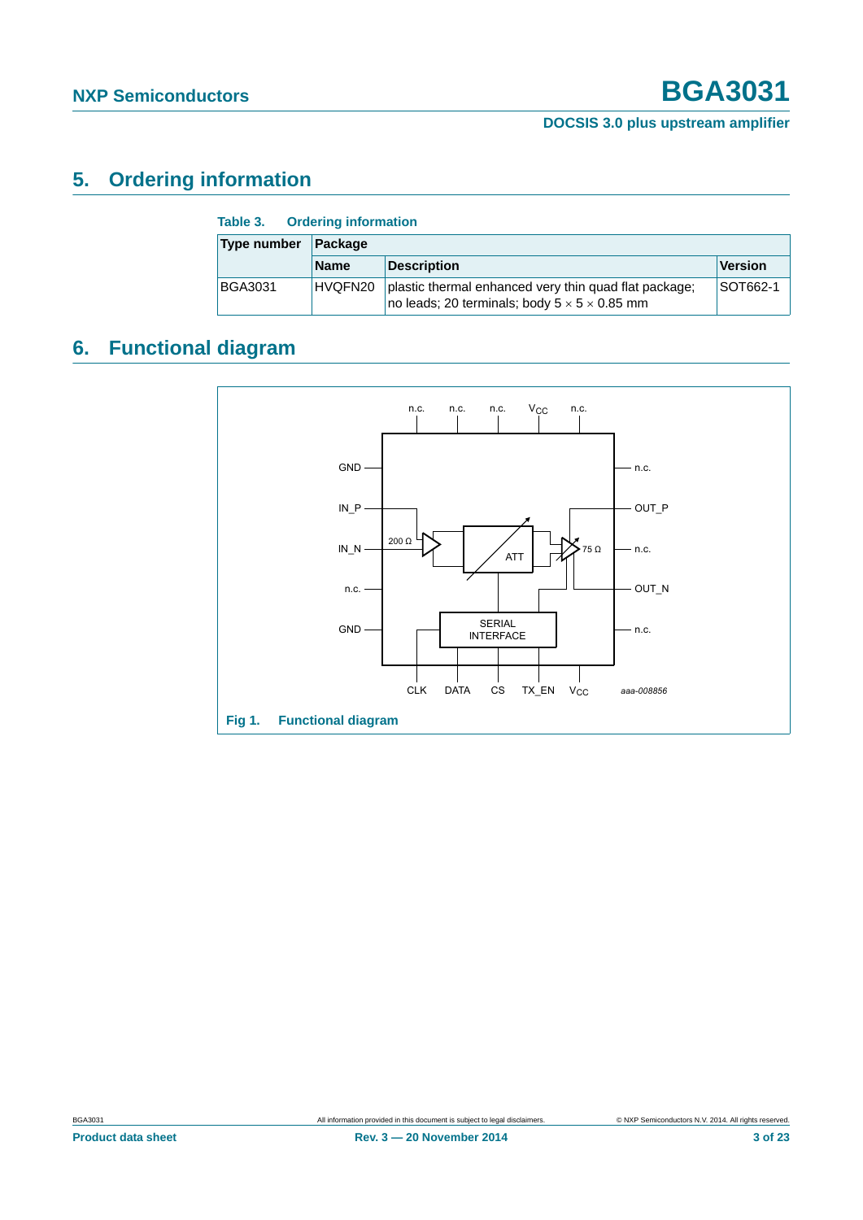## 5. Ordering information

**Table 3. Ordering information**

| Type number | Package | | |
|---|---|---|---|
| | Name | Description | Version |
| BGA3031 | HVQFN20 | plastic thermal enhanced very thin quad flat package; no leads; 20 terminals; body 5 × 5 × 0.85 mm | SOT662-1 |

## 6. Functional diagram

**Fig 1. Functional diagram**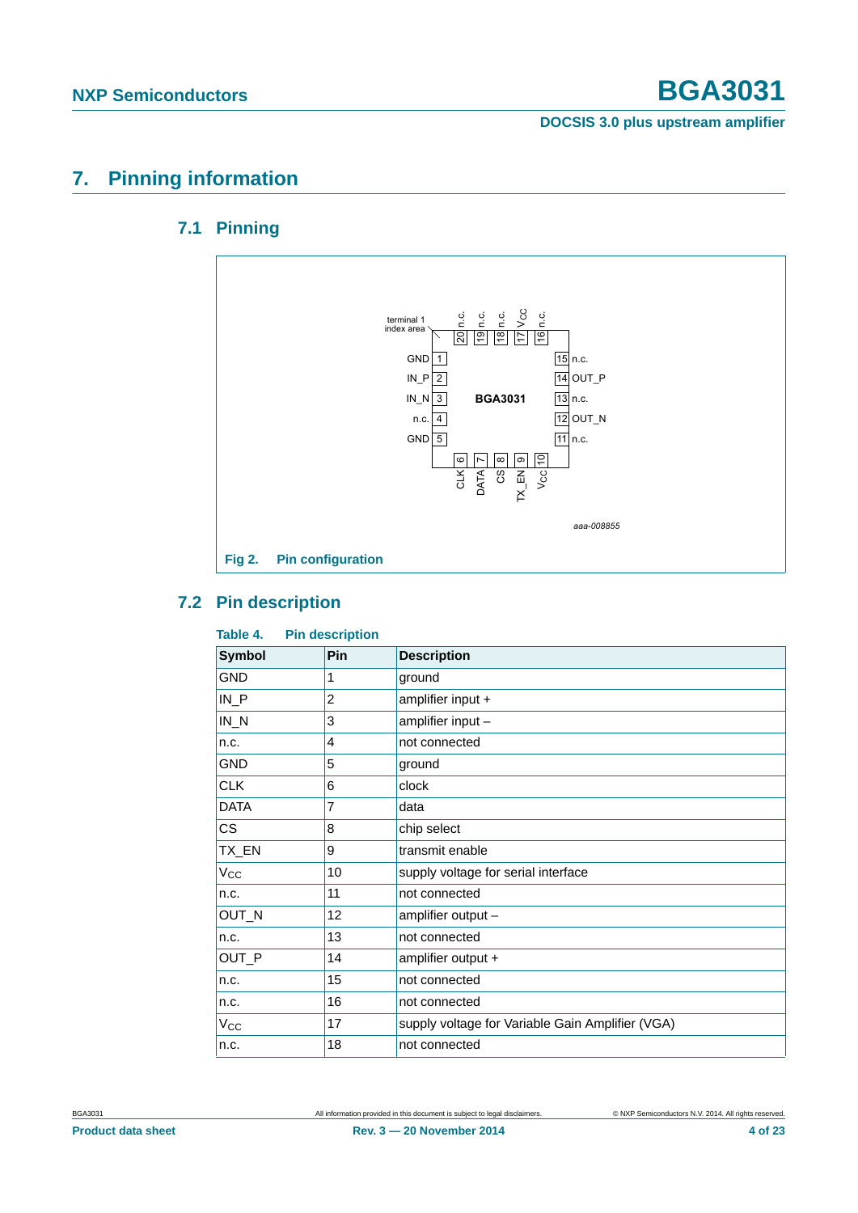# 7. Pinning information

## 7.1 Pinning

terminal 1 index area

| Pin | Symbol |
|---|---|
| 1 | GND |
| 2 | IN_P |
| 3 | IN_N |
| 4 | n.c. |
| 5 | GND |
| 6 | CLK |
| 7 | DATA |
| 8 | CS |
| 9 | TX_EN |
| 10 | $V_{CC}$ |
| 11 | n.c. |
| 12 | OUT_N |
| 13 | n.c. |
| 14 | OUT_P |
| 15 | n.c. |
| 16 | n.c. |
| 17 | $V_{CC}$ |
| 18 | n.c. |
| 19 | n.c. |
| 20 | n.c. |

BGA3031

aaa-008855

**Fig 2. Pin configuration**

## 7.2 Pin description

**Table 4. Pin description**

| Symbol | Pin | Description |
|---|---|---|
| GND | 1 | ground |
| IN_P | 2 | amplifier input + |
| IN_N | 3 | amplifier input – |
| n.c. | 4 | not connected |
| GND | 5 | ground |
| CLK | 6 | clock |
| DATA | 7 | data |
| CS | 8 | chip select |
| TX_EN | 9 | transmit enable |
| $V_{CC}$ | 10 | supply voltage for serial interface |
| n.c. | 11 | not connected |
| OUT_N | 12 | amplifier output – |
| n.c. | 13 | not connected |
| OUT_P | 14 | amplifier output + |
| n.c. | 15 | not connected |
| n.c. | 16 | not connected |
| $V_{CC}$ | 17 | supply voltage for Variable Gain Amplifier (VGA) |
| n.c. | 18 | not connected |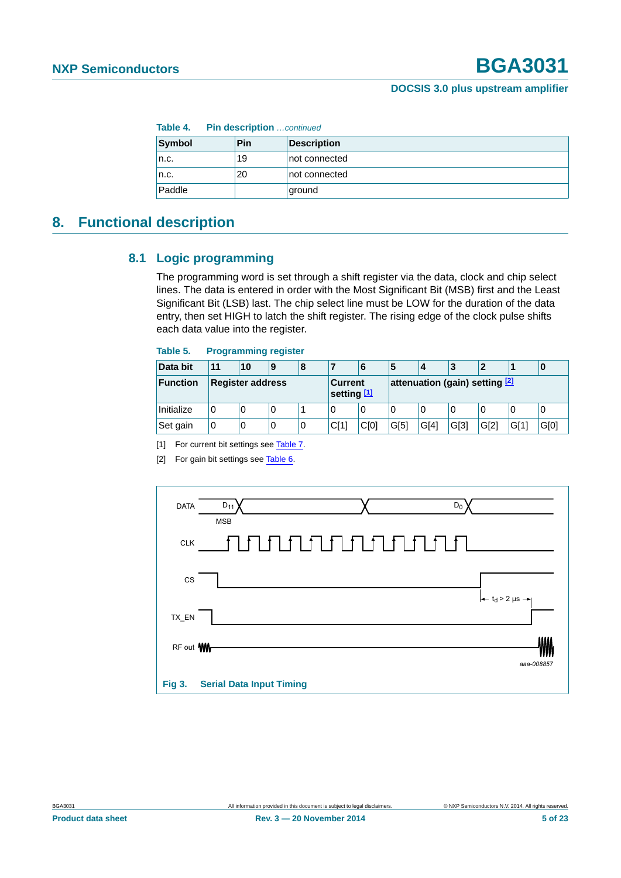Table 4. Pin description *...continued*

| Symbol | Pin | Description |
|---|---|---|
| n.c. | 19 | not connected |
| n.c. | 20 | not connected |
| Paddle | | ground |

# 8. Functional description

## 8.1 Logic programming

The programming word is set through a shift register via the data, clock and chip select lines. The data is entered in order with the Most Significant Bit (MSB) first and the Least Significant Bit (LSB) last. The chip select line must be LOW for the duration of the data entry, then set HIGH to latch the shift register. The rising edge of the clock pulse shifts each data value into the register.

Table 5. Programming register

| Data bit | 11 | 10 | 9 | 8 | 7 | 6 | 5 | 4 | 3 | 2 | 1 | 0 |
|---|---|---|---|---|---|---|---|---|---|---|---|---|
| Function | Register address | | | | Current setting [1] | | attenuation (gain) setting [2] | | | | | |
| Initialize | 0 | 0 | 0 | 1 | 0 | 0 | 0 | 0 | 0 | 0 | 0 | 0 |
| Set gain | 0 | 0 | 0 | 0 | C[1] | C[0] | G[5] | G[4] | G[3] | G[2] | G[1] | G[0] |

[1] For current bit settings see Table 7.

[2] For gain bit settings see Table 6.

Fig 3. Serial Data Input Timing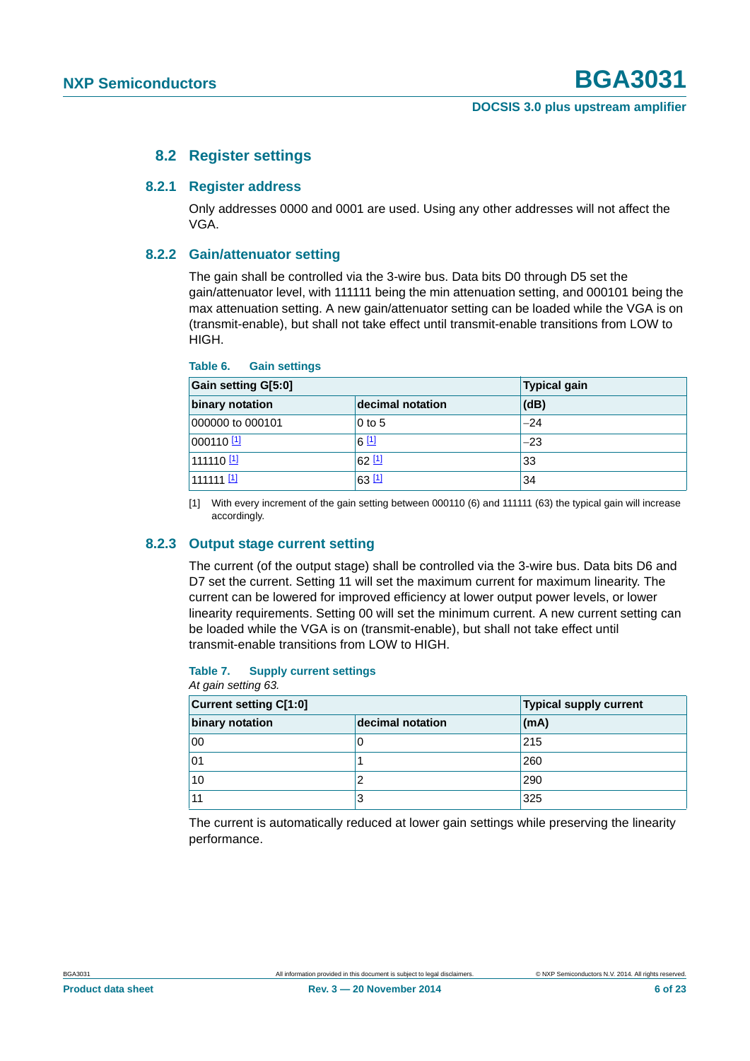## 8.2 Register settings

### 8.2.1 Register address

Only addresses 0000 and 0001 are used. Using any other addresses will not affect the VGA.

### 8.2.2 Gain/attenuator setting

The gain shall be controlled via the 3-wire bus. Data bits D0 through D5 set the gain/attenuator level, with 111111 being the min attenuation setting, and 000101 being the max attenuation setting. A new gain/attenuator setting can be loaded while the VGA is on (transmit-enable), but shall not take effect until transmit-enable transitions from LOW to HIGH.

**Table 6. Gain settings**

| Gain setting G[5:0] | | Typical gain |
|---|---|---|
| **binary notation** | **decimal notation** | **(dB)** |
| 000000 to 000101 | 0 to 5 | −24 |
| 000110 [1] | 6 [1] | −23 |
| 111110 [1] | 62 [1] | 33 |
| 111111 [1] | 63 [1] | 34 |

[1] With every increment of the gain setting between 000110 (6) and 111111 (63) the typical gain will increase accordingly.

### 8.2.3 Output stage current setting

The current (of the output stage) shall be controlled via the 3-wire bus. Data bits D6 and D7 set the current. Setting 11 will set the maximum current for maximum linearity. The current can be lowered for improved efficiency at lower output power levels, or lower linearity requirements. Setting 00 will set the minimum current. A new current setting can be loaded while the VGA is on (transmit-enable), but shall not take effect until transmit-enable transitions from LOW to HIGH.

**Table 7. Supply current settings**

*At gain setting 63.*

| Current setting C[1:0] | | Typical supply current |
|---|---|---|
| **binary notation** | **decimal notation** | **(mA)** |
| 00 | 0 | 215 |
| 01 | 1 | 260 |
| 10 | 2 | 290 |
| 11 | 3 | 325 |

The current is automatically reduced at lower gain settings while preserving the linearity performance.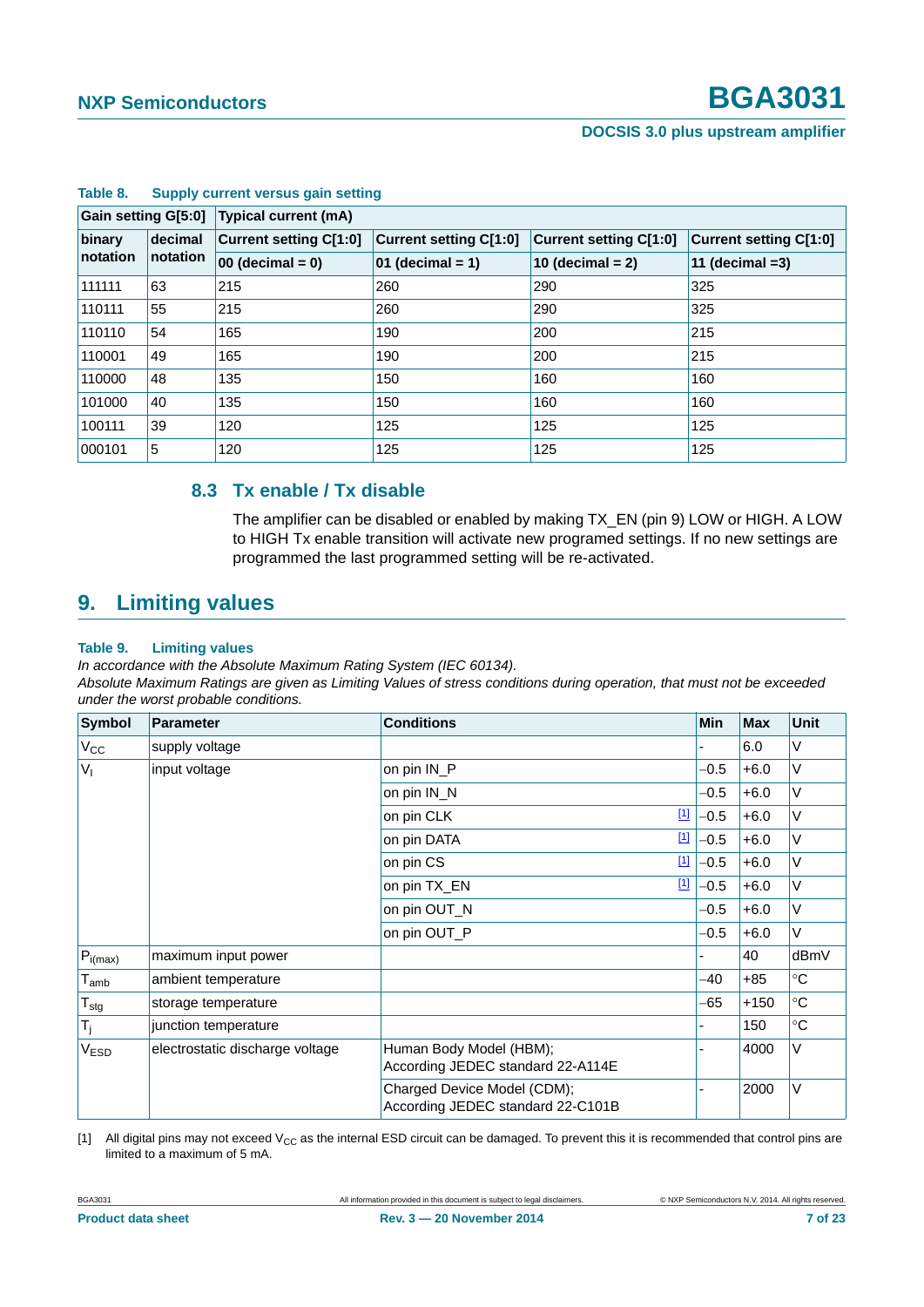**Table 8. Supply current versus gain setting**

| Gain setting G[5:0] | | Typical current (mA) | | | |
|---|---|---|---|---|---|
| binary notation | decimal notation | Current setting C[1:0] 00 (decimal = 0) | Current setting C[1:0] 01 (decimal = 1) | Current setting C[1:0] 10 (decimal = 2) | Current setting C[1:0] 11 (decimal =3) |
| 111111 | 63 | 215 | 260 | 290 | 325 |
| 110111 | 55 | 215 | 260 | 290 | 325 |
| 110110 | 54 | 165 | 190 | 200 | 215 |
| 110001 | 49 | 165 | 190 | 200 | 215 |
| 110000 | 48 | 135 | 150 | 160 | 160 |
| 101000 | 40 | 135 | 150 | 160 | 160 |
| 100111 | 39 | 120 | 125 | 125 | 125 |
| 000101 | 5 | 120 | 125 | 125 | 125 |

### 8.3 Tx enable / Tx disable

The amplifier can be disabled or enabled by making TX_EN (pin 9) LOW or HIGH. A LOW to HIGH Tx enable transition will activate new programed settings. If no new settings are programmed the last programmed setting will be re-activated.

## 9. Limiting values

**Table 9. Limiting values**

*In accordance with the Absolute Maximum Rating System (IEC 60134).*

*Absolute Maximum Ratings are given as Limiting Values of stress conditions during operation, that must not be exceeded under the worst probable conditions.*

| Symbol | Parameter | Conditions | Min | Max | Unit |
|---|---|---|---|---|---|
| $V_{CC}$ | supply voltage | | - | 6.0 | V |
| $V_I$ | input voltage | on pin IN_P | −0.5 | +6.0 | V |
| | | on pin IN_N | −0.5 | +6.0 | V |
| | | on pin CLK [1] | −0.5 | +6.0 | V |
| | | on pin DATA [1] | −0.5 | +6.0 | V |
| | | on pin CS [1] | −0.5 | +6.0 | V |
| | | on pin TX_EN [1] | −0.5 | +6.0 | V |
| | | on pin OUT_N | −0.5 | +6.0 | V |
| | | on pin OUT_P | −0.5 | +6.0 | V |
| $P_{i(max)}$ | maximum input power | | - | 40 | dBmV |
| $T_{amb}$ | ambient temperature | | −40 | +85 | °C |
| $T_{stg}$ | storage temperature | | −65 | +150 | °C |
| $T_j$ | junction temperature | | - | 150 | °C |
| $V_{ESD}$ | electrostatic discharge voltage | Human Body Model (HBM); According JEDEC standard 22-A114E | - | 4000 | V |
| | | Charged Device Model (CDM); According JEDEC standard 22-C101B | - | 2000 | V |

[1] All digital pins may not exceed $V_{CC}$ as the internal ESD circuit can be damaged. To prevent this it is recommended that control pins are limited to a maximum of 5 mA.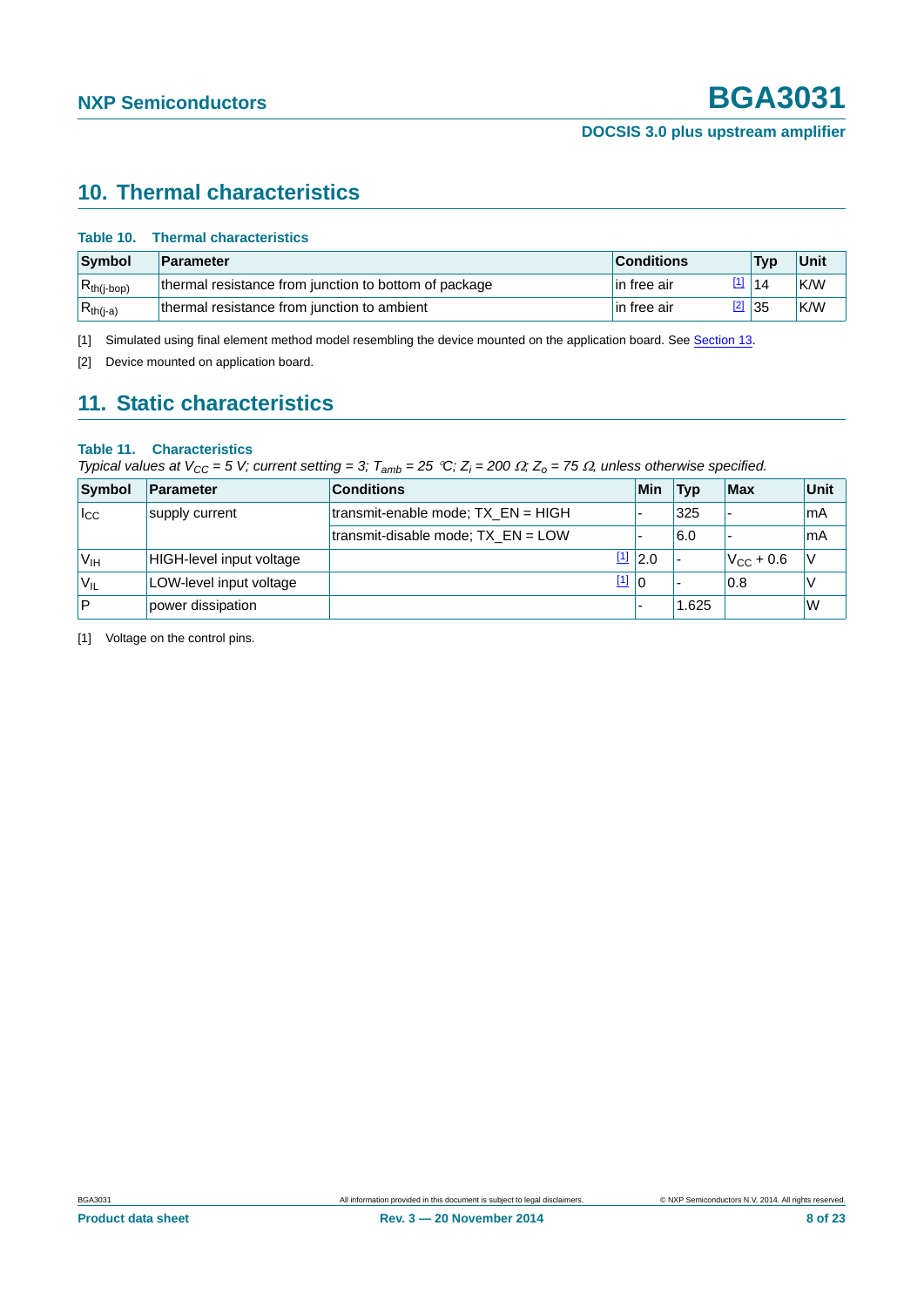## 10. Thermal characteristics

**Table 10. Thermal characteristics**

| Symbol | Parameter | Conditions | Typ | Unit |
|---|---|---|---|---|
| $R_{th(j-bop)}$ | thermal resistance from junction to bottom of package | in free air [1] | 14 | K/W |
| $R_{th(j-a)}$ | thermal resistance from junction to ambient | in free air [2] | 35 | K/W |

[1] Simulated using final element method model resembling the device mounted on the application board. See Section 13.

[2] Device mounted on application board.

## 11. Static characteristics

**Table 11. Characteristics**

*Typical values at $V_{CC}$ = 5 V; current setting = 3; $T_{amb}$ = 25 °C; $Z_i$ = 200 Ω; $Z_o$ = 75 Ω, unless otherwise specified.*

| Symbol | Parameter | Conditions | Min | Typ | Max | Unit |
|---|---|---|---|---|---|---|
| $I_{CC}$ | supply current | transmit-enable mode; TX_EN = HIGH | - | 325 | - | mA |
| | | transmit-disable mode; TX_EN = LOW | - | 6.0 | - | mA |
| $V_{IH}$ | HIGH-level input voltage | [1] | 2.0 | - | $V_{CC}$ + 0.6 | V |
| $V_{IL}$ | LOW-level input voltage | [1] | 0 | - | 0.8 | V |
| P | power dissipation | | - | 1.625 | | W |

[1] Voltage on the control pins.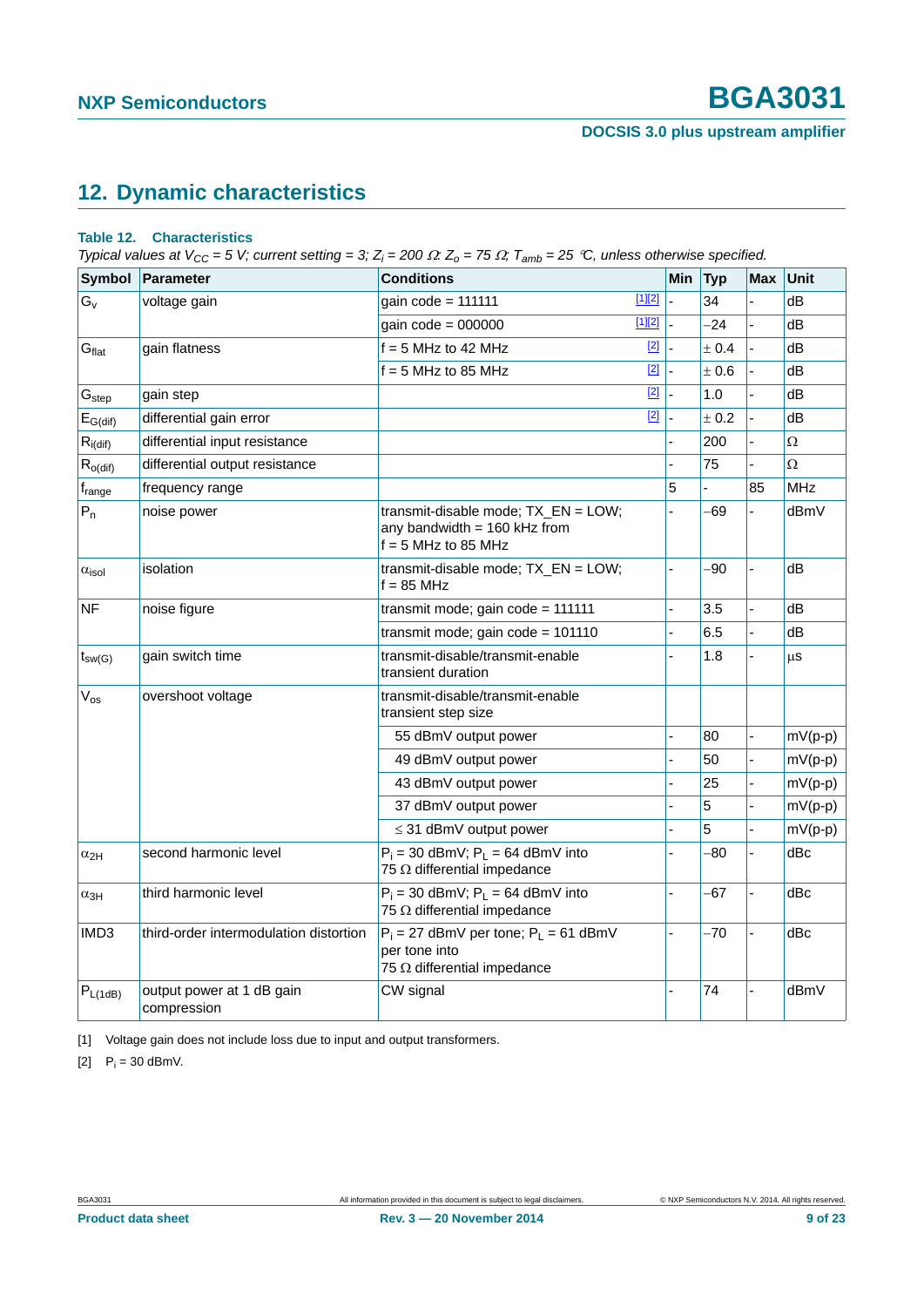## 12. Dynamic characteristics

**Table 12. Characteristics**

*Typical values at $V_{CC}$ = 5 V; current setting = 3; $Z_i$ = 200 Ω; $Z_o$ = 75 Ω; $T_{amb}$ = 25 °C, unless otherwise specified.*

| Symbol | Parameter | Conditions | | Min | Typ | Max | Unit |
|---|---|---|---|---|---|---|---|
| $G_v$ | voltage gain | gain code = 111111 | [1][2] | - | 34 | - | dB |
| | | gain code = 000000 | [1][2] | - | −24 | - | dB |
| $G_{flat}$ | gain flatness | f = 5 MHz to 42 MHz | [2] | - | ± 0.4 | - | dB |
| | | f = 5 MHz to 85 MHz | [2] | - | ± 0.6 | - | dB |
| $G_{step}$ | gain step | | [2] | - | 1.0 | - | dB |
| $E_{G(dif)}$ | differential gain error | | [2] | - | ± 0.2 | - | dB |
| $R_{i(dif)}$ | differential input resistance | | | - | 200 | - | Ω |
| $R_{o(dif)}$ | differential output resistance | | | - | 75 | - | Ω |
| $f_{range}$ | frequency range | | | 5 | - | 85 | MHz |
| $P_n$ | noise power | transmit-disable mode; TX_EN = LOW; any bandwidth = 160 kHz from f = 5 MHz to 85 MHz | | - | −69 | - | dBmV |
| $\alpha_{isol}$ | isolation | transmit-disable mode; TX_EN = LOW; f = 85 MHz | | - | −90 | - | dB |
| NF | noise figure | transmit mode; gain code = 111111 | | - | 3.5 | - | dB |
| | | transmit mode; gain code = 101110 | | - | 6.5 | - | dB |
| $t_{sw(G)}$ | gain switch time | transmit-disable/transmit-enable transient duration | | - | 1.8 | - | μs |
| $V_{os}$ | overshoot voltage | transmit-disable/transmit-enable transient step size | | | | | |
| | | 55 dBmV output power | | - | 80 | - | mV(p-p) |
| | | 49 dBmV output power | | - | 50 | - | mV(p-p) |
| | | 43 dBmV output power | | - | 25 | - | mV(p-p) |
| | | 37 dBmV output power | | - | 5 | - | mV(p-p) |
| | | ≤ 31 dBmV output power | | - | 5 | - | mV(p-p) |
| $\alpha_{2H}$ | second harmonic level | $P_i$ = 30 dBmV; $P_L$ = 64 dBmV into 75 Ω differential impedance | | - | −80 | - | dBc |
| $\alpha_{3H}$ | third harmonic level | $P_i$ = 30 dBmV; $P_L$ = 64 dBmV into 75 Ω differential impedance | | - | −67 | - | dBc |
| IMD3 | third-order intermodulation distortion | $P_i$ = 27 dBmV per tone; $P_L$ = 61 dBmV per tone into 75 Ω differential impedance | | - | −70 | - | dBc |
| $P_{L(1dB)}$ | output power at 1 dB gain compression | CW signal | | - | 74 | - | dBmV |

[1] Voltage gain does not include loss due to input and output transformers.

[2] $P_i$ = 30 dBmV.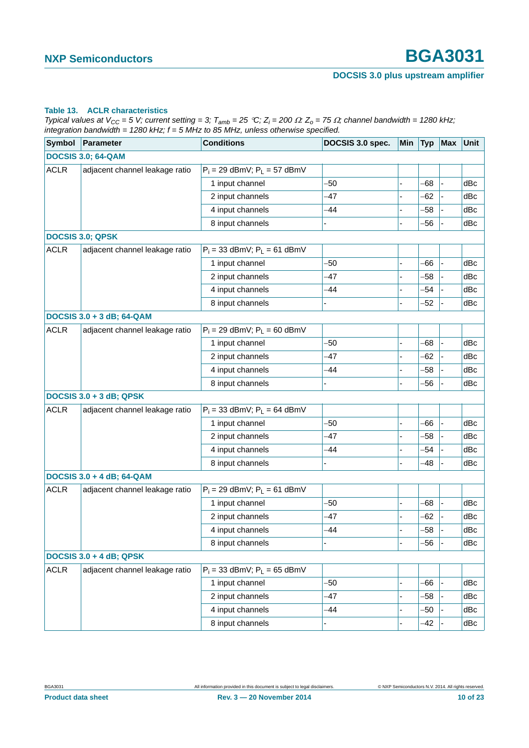**Table 13. ACLR characteristics**

*Typical values at $V_{CC}$ = 5 V; current setting = 3; $T_{amb}$ = 25 °C; $Z_i$ = 200 Ω; $Z_o$ = 75 Ω; channel bandwidth = 1280 kHz; integration bandwidth = 1280 kHz; f = 5 MHz to 85 MHz, unless otherwise specified.*

| Symbol | Parameter | Conditions | DOCSIS 3.0 spec. | Min | Typ | Max | Unit |
|---|---|---|---|---|---|---|---|
| **DOCSIS 3.0; 64-QAM** | | | | | | | |
| ACLR | adjacent channel leakage ratio | $P_i$ = 29 dBmV; $P_L$ = 57 dBmV | | | | | |
| | | 1 input channel | −50 | - | −68 | - | dBc |
| | | 2 input channels | −47 | - | −62 | - | dBc |
| | | 4 input channels | −44 | - | −58 | - | dBc |
| | | 8 input channels | - | - | −56 | - | dBc |
| **DOCSIS 3.0; QPSK** | | | | | | | |
| ACLR | adjacent channel leakage ratio | $P_i$ = 33 dBmV; $P_L$ = 61 dBmV | | | | | |
| | | 1 input channel | −50 | - | −66 | - | dBc |
| | | 2 input channels | −47 | - | −58 | - | dBc |
| | | 4 input channels | −44 | - | −54 | - | dBc |
| | | 8 input channels | - | - | −52 | - | dBc |
| **DOCSIS 3.0 + 3 dB; 64-QAM** | | | | | | | |
| ACLR | adjacent channel leakage ratio | $P_i$ = 29 dBmV; $P_L$ = 60 dBmV | | | | | |
| | | 1 input channel | −50 | - | −68 | - | dBc |
| | | 2 input channels | −47 | - | −62 | - | dBc |
| | | 4 input channels | −44 | - | −58 | - | dBc |
| | | 8 input channels | - | - | −56 | - | dBc |
| **DOCSIS 3.0 + 3 dB; QPSK** | | | | | | | |
| ACLR | adjacent channel leakage ratio | $P_i$ = 33 dBmV; $P_L$ = 64 dBmV | | | | | |
| | | 1 input channel | −50 | - | −66 | - | dBc |
| | | 2 input channels | −47 | - | −58 | - | dBc |
| | | 4 input channels | −44 | - | −54 | - | dBc |
| | | 8 input channels | - | - | −48 | - | dBc |
| **DOCSIS 3.0 + 4 dB; 64-QAM** | | | | | | | |
| ACLR | adjacent channel leakage ratio | $P_i$ = 29 dBmV; $P_L$ = 61 dBmV | | | | | |
| | | 1 input channel | −50 | - | −68 | - | dBc |
| | | 2 input channels | −47 | - | −62 | - | dBc |
| | | 4 input channels | −44 | - | −58 | - | dBc |
| | | 8 input channels | - | - | −56 | - | dBc |
| **DOCSIS 3.0 + 4 dB; QPSK** | | | | | | | |
| ACLR | adjacent channel leakage ratio | $P_i$ = 33 dBmV; $P_L$ = 65 dBmV | | | | | |
| | | 1 input channel | −50 | - | −66 | - | dBc |
| | | 2 input channels | −47 | - | −58 | - | dBc |
| | | 4 input channels | −44 | - | −50 | - | dBc |
| | | 8 input channels | - | - | −42 | - | dBc |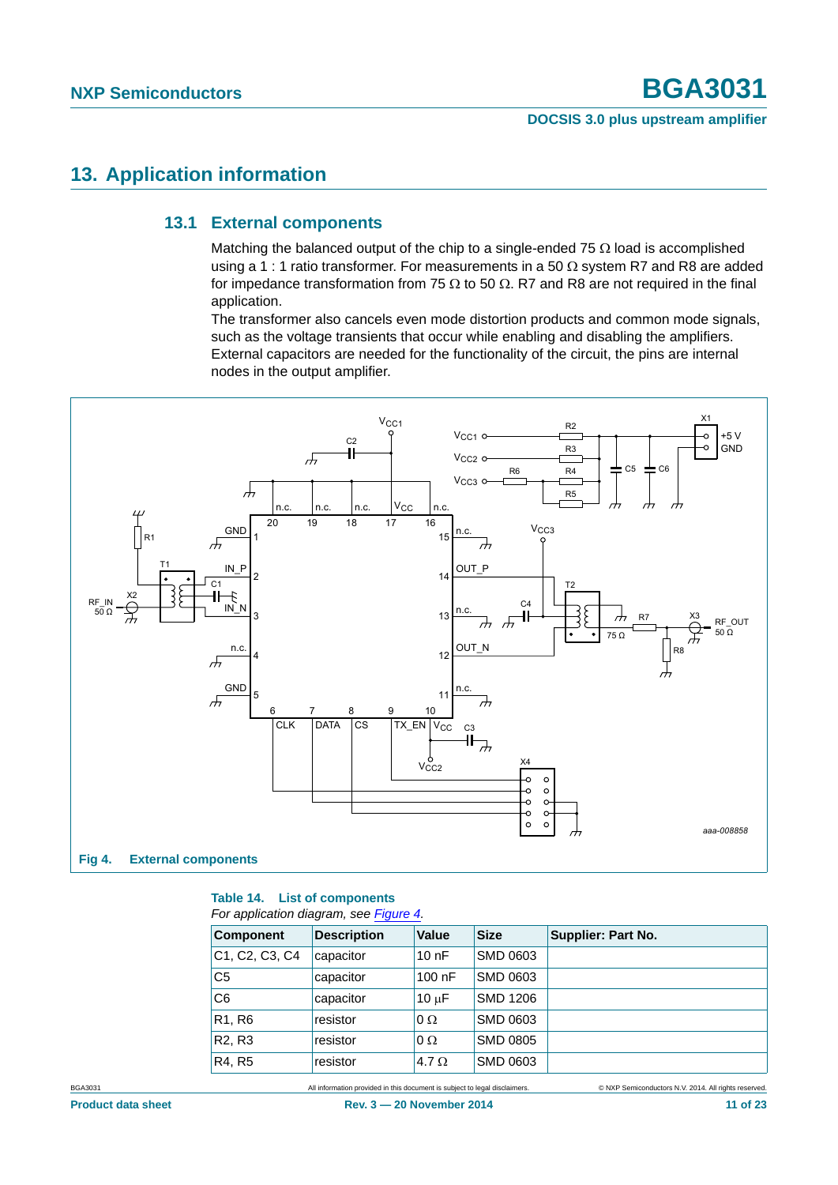## 13. Application information

### 13.1 External components

Matching the balanced output of the chip to a single-ended 75 Ω load is accomplished using a 1 : 1 ratio transformer. For measurements in a 50 Ω system R7 and R8 are added for impedance transformation from 75 Ω to 50 Ω. R7 and R8 are not required in the final application.

The transformer also cancels even mode distortion products and common mode signals, such as the voltage transients that occur while enabling and disabling the amplifiers. External capacitors are needed for the functionality of the circuit, the pins are internal nodes in the output amplifier.

**Fig 4. External components**

**Table 14. List of components**

*For application diagram, see Figure 4.*

| Component | Description | Value | Size | Supplier: Part No. |
|---|---|---|---|---|
| C1, C2, C3, C4 | capacitor | 10 nF | SMD 0603 | |
| C5 | capacitor | 100 nF | SMD 0603 | |
| C6 | capacitor | 10 μF | SMD 1206 | |
| R1, R6 | resistor | 0 Ω | SMD 0603 | |
| R2, R3 | resistor | 0 Ω | SMD 0805 | |
| R4, R5 | resistor | 4.7 Ω | SMD 0603 | |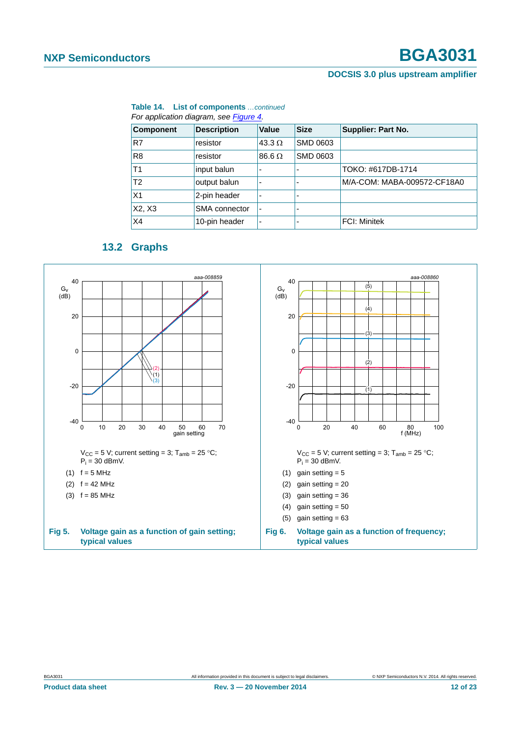**Table 14. List of components** *...continued*

*For application diagram, see Figure 4.*

| Component | Description | Value | Size | Supplier: Part No. |
|---|---|---|---|---|
| R7 | resistor | 43.3 Ω | SMD 0603 | |
| R8 | resistor | 86.6 Ω | SMD 0603 | |
| T1 | input balun | - | - | TOKO: #617DB-1714 |
| T2 | output balun | - | - | M/A-COM: MABA-009572-CF18A0 |
| X1 | 2-pin header | - | - | |
| X2, X3 | SMA connector | - | - | |
| X4 | 10-pin header | - | - | FCI: Minitek |

## 13.2 Graphs

$V_{CC}$ = 5 V; current setting = 3; $T_{amb}$ = 25 °C; $P_i$ = 30 dBmV.

(1) f = 5 MHz

(2) f = 42 MHz

(3) f = 85 MHz

**Fig 5. Voltage gain as a function of gain setting; typical values**

$V_{CC}$ = 5 V; current setting = 3; $T_{amb}$ = 25 °C; $P_i$ = 30 dBmV.

(1) gain setting = 5

(2) gain setting = 20

(3) gain setting = 36

(4) gain setting = 50

(5) gain setting = 63

**Fig 6. Voltage gain as a function of frequency; typical values**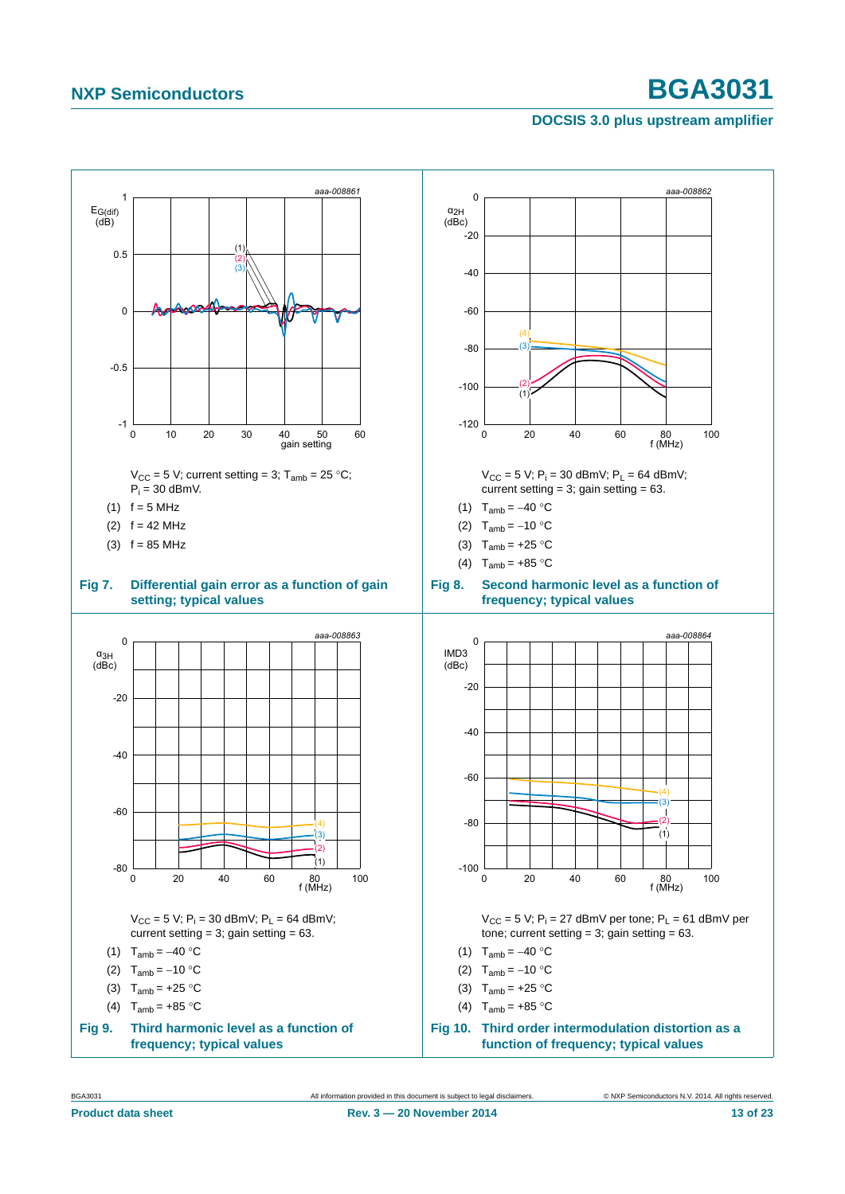aaa-008861

$V_{CC}$ = 5 V; current setting = 3; $T_{amb}$ = 25 °C; $P_i$ = 30 dBmV.

(1) f = 5 MHz

(2) f = 42 MHz

(3) f = 85 MHz

**Fig 7. Differential gain error as a function of gain setting; typical values**

aaa-008862

$V_{CC}$ = 5 V; $P_i$ = 30 dBmV; $P_L$ = 64 dBmV; current setting = 3; gain setting = 63.

(1) $T_{amb}$ = −40 °C

(2) $T_{amb}$ = −10 °C

(3) $T_{amb}$ = +25 °C

(4) $T_{amb}$ = +85 °C

**Fig 8. Second harmonic level as a function of frequency; typical values**

aaa-008863

$V_{CC}$ = 5 V; $P_i$ = 30 dBmV; $P_L$ = 64 dBmV; current setting = 3; gain setting = 63.

(1) $T_{amb}$ = −40 °C

(2) $T_{amb}$ = −10 °C

(3) $T_{amb}$ = +25 °C

(4) $T_{amb}$ = +85 °C

**Fig 9. Third harmonic level as a function of frequency; typical values**

aaa-008864

$V_{CC}$ = 5 V; $P_i$ = 27 dBmV per tone; $P_L$ = 61 dBmV per tone; current setting = 3; gain setting = 63.

(1) $T_{amb}$ = −40 °C

(2) $T_{amb}$ = −10 °C

(3) $T_{amb}$ = +25 °C

(4) $T_{amb}$ = +85 °C

**Fig 10. Third order intermodulation distortion as a function of frequency; typical values**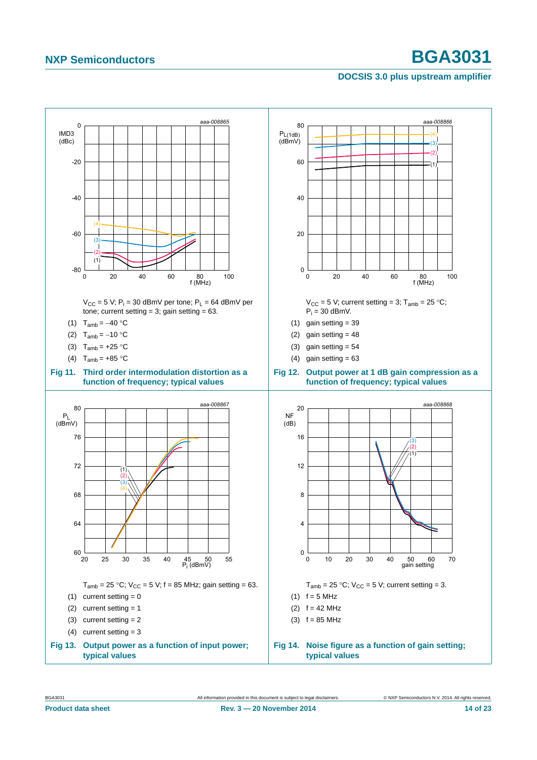$V_{CC}$ = 5 V; $P_i$ = 30 dBmV per tone; $P_L$ = 64 dBmV per tone; current setting = 3; gain setting = 63.

(1) $T_{amb}$ = −40 °C

(2) $T_{amb}$ = −10 °C

(3) $T_{amb}$ = +25 °C

(4) $T_{amb}$ = +85 °C

**Fig 11. Third order intermodulation distortion as a function of frequency; typical values**

$V_{CC}$ = 5 V; current setting = 3; $T_{amb}$ = 25 °C; $P_i$ = 30 dBmV.

(1) gain setting = 39

(2) gain setting = 48

(3) gain setting = 54

(4) gain setting = 63

**Fig 12. Output power at 1 dB gain compression as a function of frequency; typical values**

$T_{amb}$ = 25 °C; $V_{CC}$ = 5 V; f = 85 MHz; gain setting = 63.

(1) current setting = 0

(2) current setting = 1

(3) current setting = 2

(4) current setting = 3

**Fig 13. Output power as a function of input power; typical values**

$T_{amb}$ = 25 °C; $V_{CC}$ = 5 V; current setting = 3.

(1) f = 5 MHz

(2) f = 42 MHz

(3) f = 85 MHz

**Fig 14. Noise figure as a function of gain setting; typical values**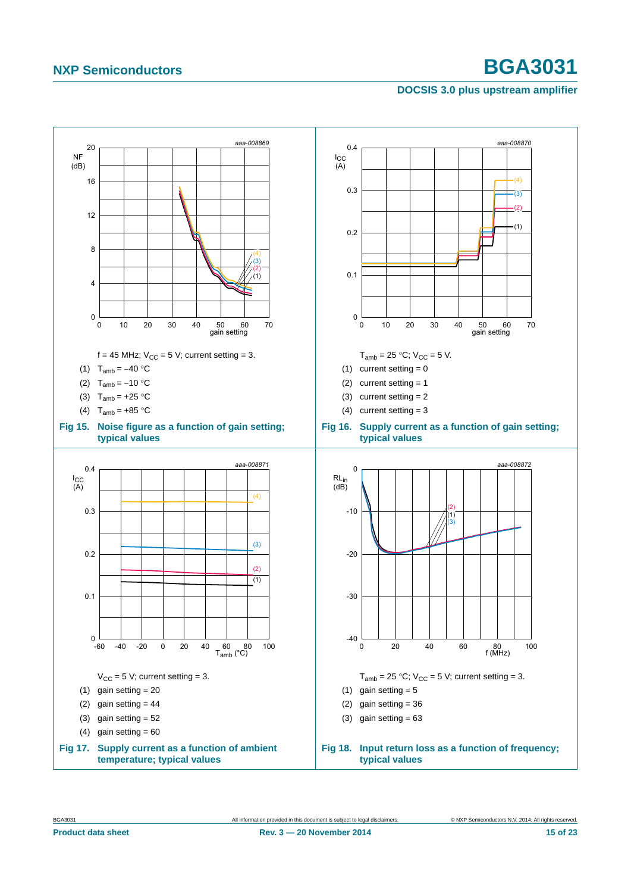f = 45 MHz; $V_{CC}$ = 5 V; current setting = 3.

(1) $T_{amb}$ = −40 °C

(2) $T_{amb}$ = −10 °C

(3) $T_{amb}$ = +25 °C

(4) $T_{amb}$ = +85 °C

**Fig 15. Noise figure as a function of gain setting; typical values**

$T_{amb}$ = 25 °C; $V_{CC}$ = 5 V.

(1) current setting = 0

(2) current setting = 1

(3) current setting = 2

(4) current setting = 3

**Fig 16. Supply current as a function of gain setting; typical values**

$V_{CC}$ = 5 V; current setting = 3.

(1) gain setting = 20

(2) gain setting = 44

(3) gain setting = 52

(4) gain setting = 60

**Fig 17. Supply current as a function of ambient temperature; typical values**

$T_{amb}$ = 25 °C; $V_{CC}$ = 5 V; current setting = 3.

(1) gain setting = 5

(2) gain setting = 36

(3) gain setting = 63

**Fig 18. Input return loss as a function of frequency; typical values**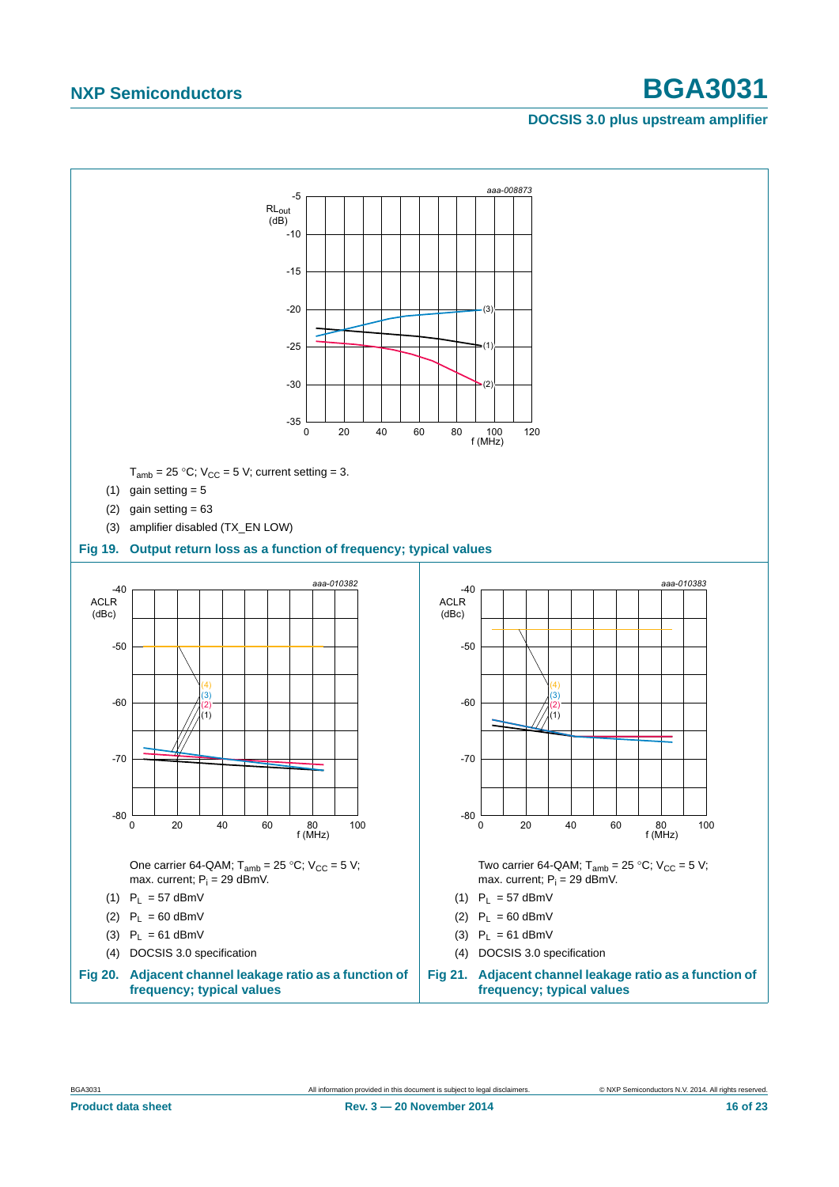$T_{amb}$ = 25 °C; $V_{CC}$ = 5 V; current setting = 3.

(1) gain setting = 5

(2) gain setting = 63

(3) amplifier disabled (TX_EN LOW)

**Fig 19. Output return loss as a function of frequency; typical values**

One carrier 64-QAM; $T_{amb}$ = 25 °C; $V_{CC}$ = 5 V; max. current; $P_i$ = 29 dBmV.

(1) $P_L$ = 57 dBmV

(2) $P_L$ = 60 dBmV

(3) $P_L$ = 61 dBmV

(4) DOCSIS 3.0 specification

**Fig 20. Adjacent channel leakage ratio as a function of frequency; typical values**

Two carrier 64-QAM; $T_{amb}$ = 25 °C; $V_{CC}$ = 5 V; max. current; $P_i$ = 29 dBmV.

(1) $P_L$ = 57 dBmV

(2) $P_L$ = 60 dBmV

(3) $P_L$ = 61 dBmV

(4) DOCSIS 3.0 specification

**Fig 21. Adjacent channel leakage ratio as a function of frequency; typical values**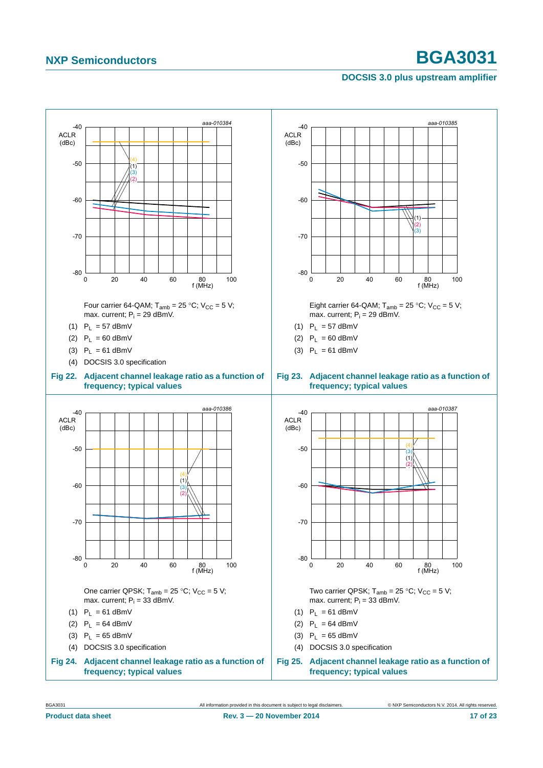Four carrier 64-QAM; $T_{amb}$ = 25 °C; $V_{CC}$ = 5 V; max. current; $P_i$ = 29 dBmV.

(1) $P_L$ = 57 dBmV

(2) $P_L$ = 60 dBmV

(3) $P_L$ = 61 dBmV

(4) DOCSIS 3.0 specification

**Fig 22. Adjacent channel leakage ratio as a function of frequency; typical values**

Eight carrier 64-QAM; $T_{amb}$ = 25 °C; $V_{CC}$ = 5 V; max. current; $P_i$ = 29 dBmV.

(1) $P_L$ = 57 dBmV

(2) $P_L$ = 60 dBmV

(3) $P_L$ = 61 dBmV

**Fig 23. Adjacent channel leakage ratio as a function of frequency; typical values**

One carrier QPSK; $T_{amb}$ = 25 °C; $V_{CC}$ = 5 V; max. current; $P_i$ = 33 dBmV.

(1) $P_L$ = 61 dBmV

(2) $P_L$ = 64 dBmV

(3) $P_L$ = 65 dBmV

(4) DOCSIS 3.0 specification

**Fig 24. Adjacent channel leakage ratio as a function of frequency; typical values**

Two carrier QPSK; $T_{amb}$ = 25 °C; $V_{CC}$ = 5 V; max. current; $P_i$ = 33 dBmV.

(1) $P_L$ = 61 dBmV

(2) $P_L$ = 64 dBmV

(3) $P_L$ = 65 dBmV

(4) DOCSIS 3.0 specification

**Fig 25. Adjacent channel leakage ratio as a function of frequency; typical values**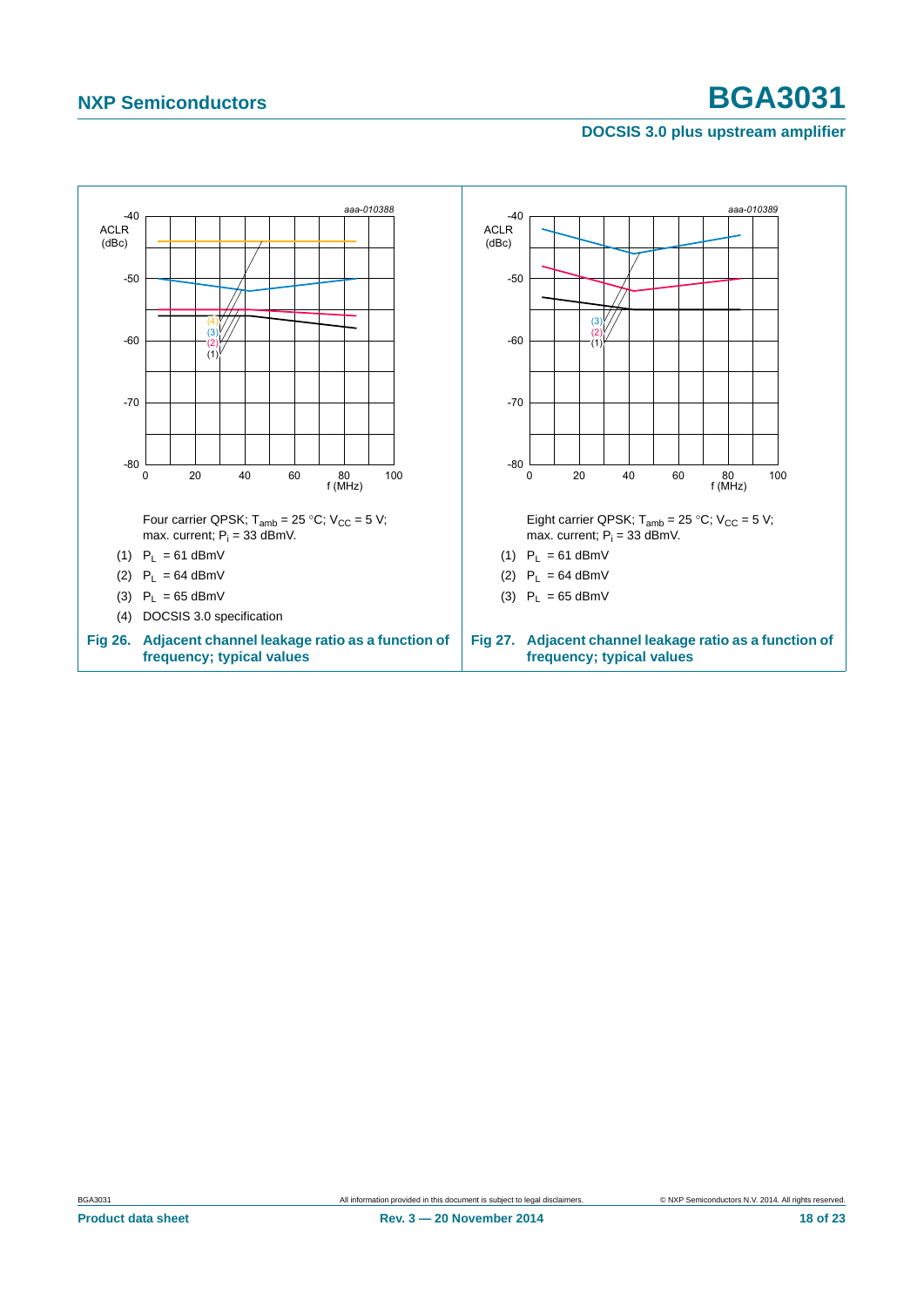aaa-010388

Four carrier QPSK; $T_{amb}$ = 25 °C; $V_{CC}$ = 5 V; max. current; $P_i$ = 33 dBmV.

(1) $P_L$ = 61 dBmV

(2) $P_L$ = 64 dBmV

(3) $P_L$ = 65 dBmV

(4) DOCSIS 3.0 specification

**Fig 26. Adjacent channel leakage ratio as a function of frequency; typical values**

aaa-010389

Eight carrier QPSK; $T_{amb}$ = 25 °C; $V_{CC}$ = 5 V; max. current; $P_i$ = 33 dBmV.

(1) $P_L$ = 61 dBmV

(2) $P_L$ = 64 dBmV

(3) $P_L$ = 65 dBmV

**Fig 27. Adjacent channel leakage ratio as a function of frequency; typical values**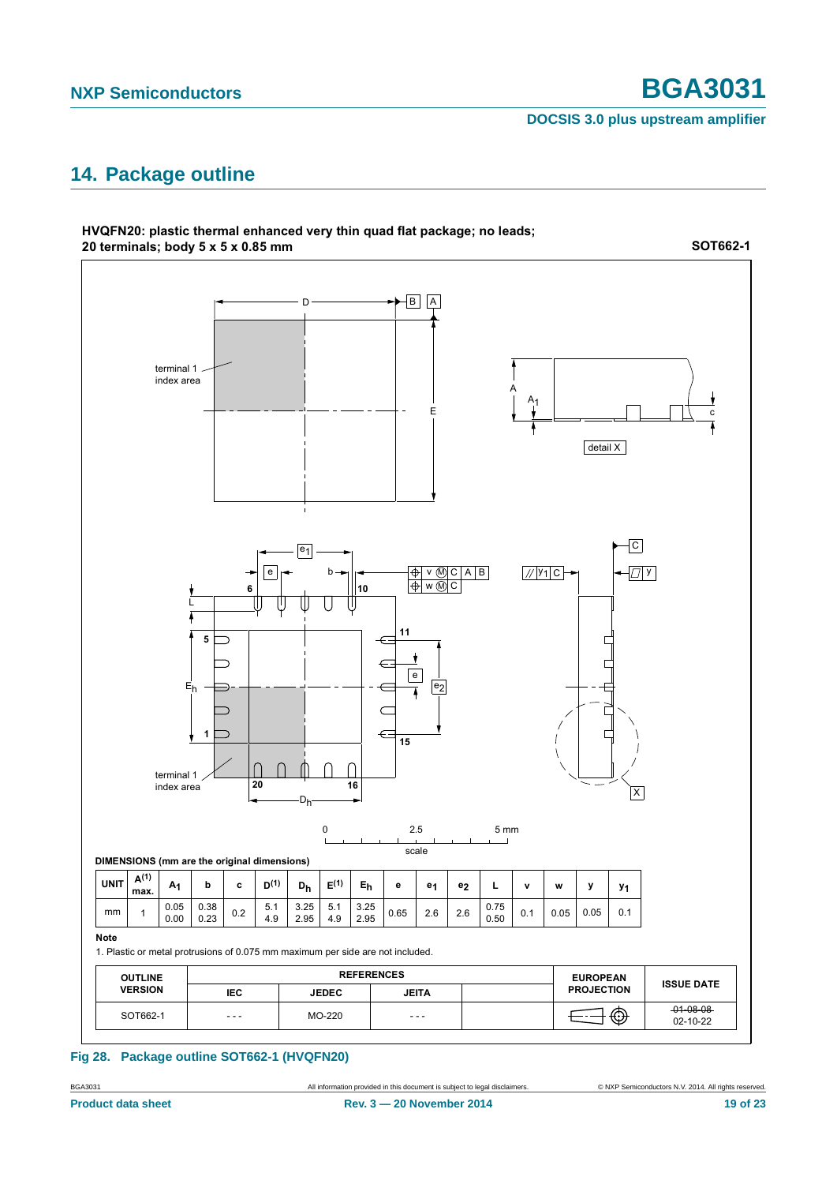## 14. Package outline

**HVQFN20: plastic thermal enhanced very thin quad flat package; no leads; 20 terminals; body 5 x 5 x 0.85 mm** **SOT662-1**

DIMENSIONS (mm are the original dimensions)

| UNIT | A(1) max. | $A_1$ | b | c | D(1) | $D_h$ | E(1) | $E_h$ | e | $e_1$ | $e_2$ | L | v | w | y | $y_1$ |
|---|---|---|---|---|---|---|---|---|---|---|---|---|---|---|---|---|
| mm | 1 | 0.05<br>0.00 | 0.38<br>0.23 | 0.2 | 5.1<br>4.9 | 3.25<br>2.95 | 5.1<br>4.9 | 3.25<br>2.95 | 0.65 | 2.6 | 2.6 | 0.75<br>0.50 | 0.1 | 0.05 | 0.05 | 0.1 |

**Note**

1. Plastic or metal protrusions of 0.075 mm maximum per side are not included.

| OUTLINE VERSION | REFERENCES | | | | EUROPEAN PROJECTION | ISSUE DATE |
|---|---|---|---|---|---|---|
| | IEC | JEDEC | JEITA | | | |
| SOT662-1 | - - - | MO-220 | - - - | | | ~~01-08-08~~<br>02-10-22 |

**Fig 28. Package outline SOT662-1 (HVQFN20)**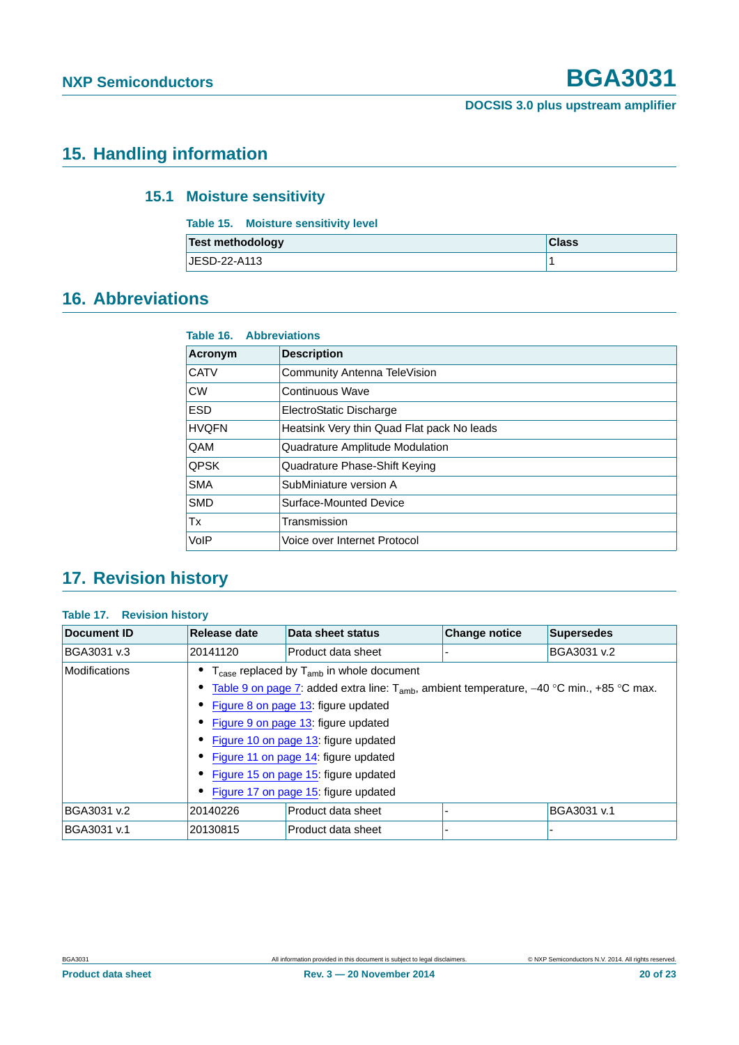## 15. Handling information

### 15.1 Moisture sensitivity

**Table 15. Moisture sensitivity level**

| Test methodology | Class |
|---|---|
| JESD-22-A113 | 1 |

## 16. Abbreviations

**Table 16. Abbreviations**

| Acronym | Description |
|---|---|
| CATV | Community Antenna TeleVision |
| CW | Continuous Wave |
| ESD | ElectroStatic Discharge |
| HVQFN | Heatsink Very thin Quad Flat pack No leads |
| QAM | Quadrature Amplitude Modulation |
| QPSK | Quadrature Phase-Shift Keying |
| SMA | SubMiniature version A |
| SMD | Surface-Mounted Device |
| Tx | Transmission |
| VoIP | Voice over Internet Protocol |

## 17. Revision history

**Table 17. Revision history**

| Document ID | Release date | Data sheet status | Change notice | Supersedes |
|---|---|---|---|---|
| BGA3031 v.3 | 20141120 | Product data sheet | - | BGA3031 v.2 |
| Modifications | • $T_{case}$ replaced by $T_{amb}$ in whole document<br>• Table 9 on page 7: added extra line: $T_{amb}$, ambient temperature, −40 °C min., +85 °C max.<br>• Figure 8 on page 13: figure updated<br>• Figure 9 on page 13: figure updated<br>• Figure 10 on page 13: figure updated<br>• Figure 11 on page 14: figure updated<br>• Figure 15 on page 15: figure updated<br>• Figure 17 on page 15: figure updated | | | |
| BGA3031 v.2 | 20140226 | Product data sheet | - | BGA3031 v.1 |
| BGA3031 v.1 | 20130815 | Product data sheet | - | - |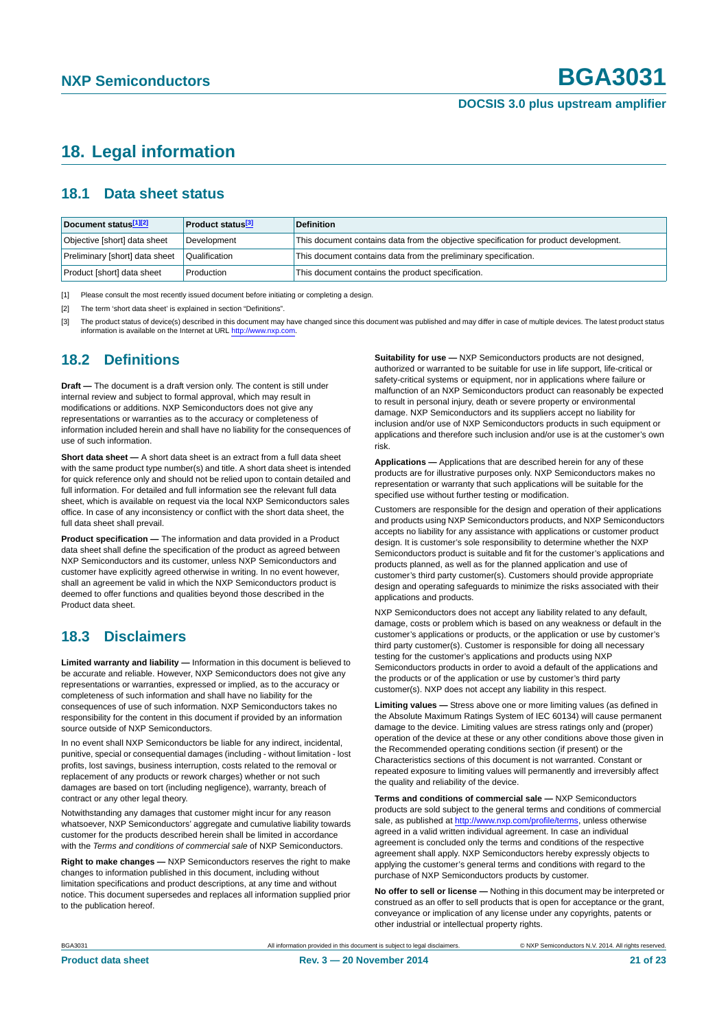# 18. Legal information

## 18.1 Data sheet status

| Document status[1][2] | Product status[3] | Definition |
|---|---|---|
| Objective [short] data sheet | Development | This document contains data from the objective specification for product development. |
| Preliminary [short] data sheet | Qualification | This document contains data from the preliminary specification. |
| Product [short] data sheet | Production | This document contains the product specification. |

[1] Please consult the most recently issued document before initiating or completing a design.

[2] The term 'short data sheet' is explained in section "Definitions".

[3] The product status of device(s) described in this document may have changed since this document was published and may differ in case of multiple devices. The latest product status information is available on the Internet at URL http://www.nxp.com.

## 18.2 Definitions

**Draft —** The document is a draft version only. The content is still under internal review and subject to formal approval, which may result in modifications or additions. NXP Semiconductors does not give any representations or warranties as to the accuracy or completeness of information included herein and shall have no liability for the consequences of use of such information.

**Short data sheet —** A short data sheet is an extract from a full data sheet with the same product type number(s) and title. A short data sheet is intended for quick reference only and should not be relied upon to contain detailed and full information. For detailed and full information see the relevant full data sheet, which is available on request via the local NXP Semiconductors sales office. In case of any inconsistency or conflict with the short data sheet, the full data sheet shall prevail.

**Product specification —** The information and data provided in a Product data sheet shall define the specification of the product as agreed between NXP Semiconductors and its customer, unless NXP Semiconductors and customer have explicitly agreed otherwise in writing. In no event however, shall an agreement be valid in which the NXP Semiconductors product is deemed to offer functions and qualities beyond those described in the Product data sheet.

## 18.3 Disclaimers

**Limited warranty and liability —** Information in this document is believed to be accurate and reliable. However, NXP Semiconductors does not give any representations or warranties, expressed or implied, as to the accuracy or completeness of such information and shall have no liability for the consequences of use of such information. NXP Semiconductors takes no responsibility for the content in this document if provided by an information source outside of NXP Semiconductors.

In no event shall NXP Semiconductors be liable for any indirect, incidental, punitive, special or consequential damages (including - without limitation - lost profits, lost savings, business interruption, costs related to the removal or replacement of any products or rework charges) whether or not such damages are based on tort (including negligence), warranty, breach of contract or any other legal theory.

Notwithstanding any damages that customer might incur for any reason whatsoever, NXP Semiconductors' aggregate and cumulative liability towards customer for the products described herein shall be limited in accordance with the *Terms and conditions of commercial sale* of NXP Semiconductors.

**Right to make changes —** NXP Semiconductors reserves the right to make changes to information published in this document, including without limitation specifications and product descriptions, at any time and without notice. This document supersedes and replaces all information supplied prior to the publication hereof.

**Suitability for use —** NXP Semiconductors products are not designed, authorized or warranted to be suitable for use in life support, life-critical or safety-critical systems or equipment, nor in applications where failure or malfunction of an NXP Semiconductors product can reasonably be expected to result in personal injury, death or severe property or environmental damage. NXP Semiconductors and its suppliers accept no liability for inclusion and/or use of NXP Semiconductors products in such equipment or applications and therefore such inclusion and/or use is at the customer's own risk.

**Applications —** Applications that are described herein for any of these products are for illustrative purposes only. NXP Semiconductors makes no representation or warranty that such applications will be suitable for the specified use without further testing or modification.

Customers are responsible for the design and operation of their applications and products using NXP Semiconductors products, and NXP Semiconductors accepts no liability for any assistance with applications or customer product design. It is customer's sole responsibility to determine whether the NXP Semiconductors product is suitable and fit for the customer's applications and products planned, as well as for the planned application and use of customer's third party customer(s). Customers should provide appropriate design and operating safeguards to minimize the risks associated with their applications and products.

NXP Semiconductors does not accept any liability related to any default, damage, costs or problem which is based on any weakness or default in the customer's applications or products, or the application or use by customer's third party customer(s). Customer is responsible for doing all necessary testing for the customer's applications and products using NXP Semiconductors products in order to avoid a default of the applications and the products or of the application or use by customer's third party customer(s). NXP does not accept any liability in this respect.

**Limiting values —** Stress above one or more limiting values (as defined in the Absolute Maximum Ratings System of IEC 60134) will cause permanent damage to the device. Limiting values are stress ratings only and (proper) operation of the device at these or any other conditions above those given in the Recommended operating conditions section (if present) or the Characteristics sections of this document is not warranted. Constant or repeated exposure to limiting values will permanently and irreversibly affect the quality and reliability of the device.

**Terms and conditions of commercial sale —** NXP Semiconductors products are sold subject to the general terms and conditions of commercial sale, as published at http://www.nxp.com/profile/terms, unless otherwise agreed in a valid written individual agreement. In case an individual agreement is concluded only the terms and conditions of the respective agreement shall apply. NXP Semiconductors hereby expressly objects to applying the customer's general terms and conditions with regard to the purchase of NXP Semiconductors products by customer.

**No offer to sell or license —** Nothing in this document may be interpreted or construed as an offer to sell products that is open for acceptance or the grant, conveyance or implication of any license under any copyrights, patents or other industrial or intellectual property rights.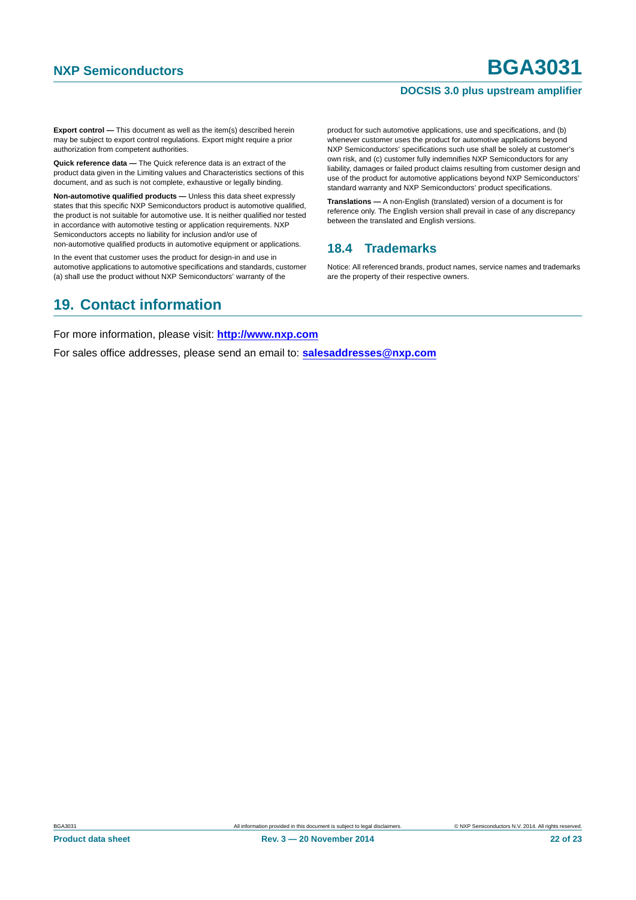**Export control —** This document as well as the item(s) described herein may be subject to export control regulations. Export might require a prior authorization from competent authorities.

**Quick reference data —** The Quick reference data is an extract of the product data given in the Limiting values and Characteristics sections of this document, and as such is not complete, exhaustive or legally binding.

**Non-automotive qualified products —** Unless this data sheet expressly states that this specific NXP Semiconductors product is automotive qualified, the product is not suitable for automotive use. It is neither qualified nor tested in accordance with automotive testing or application requirements. NXP Semiconductors accepts no liability for inclusion and/or use of non-automotive qualified products in automotive equipment or applications.

In the event that customer uses the product for design-in and use in automotive applications to automotive specifications and standards, customer (a) shall use the product without NXP Semiconductors' warranty of the product for such automotive applications, use and specifications, and (b) whenever customer uses the product for automotive applications beyond NXP Semiconductors' specifications such use shall be solely at customer's own risk, and (c) customer fully indemnifies NXP Semiconductors for any liability, damages or failed product claims resulting from customer design and use of the product for automotive applications beyond NXP Semiconductors' standard warranty and NXP Semiconductors' product specifications.

**Translations —** A non-English (translated) version of a document is for reference only. The English version shall prevail in case of any discrepancy between the translated and English versions.

### 18.4 Trademarks

Notice: All referenced brands, product names, service names and trademarks are the property of their respective owners.

## 19. Contact information

For more information, please visit: **http://www.nxp.com**

For sales office addresses, please send an email to: **salesaddresses@nxp.com**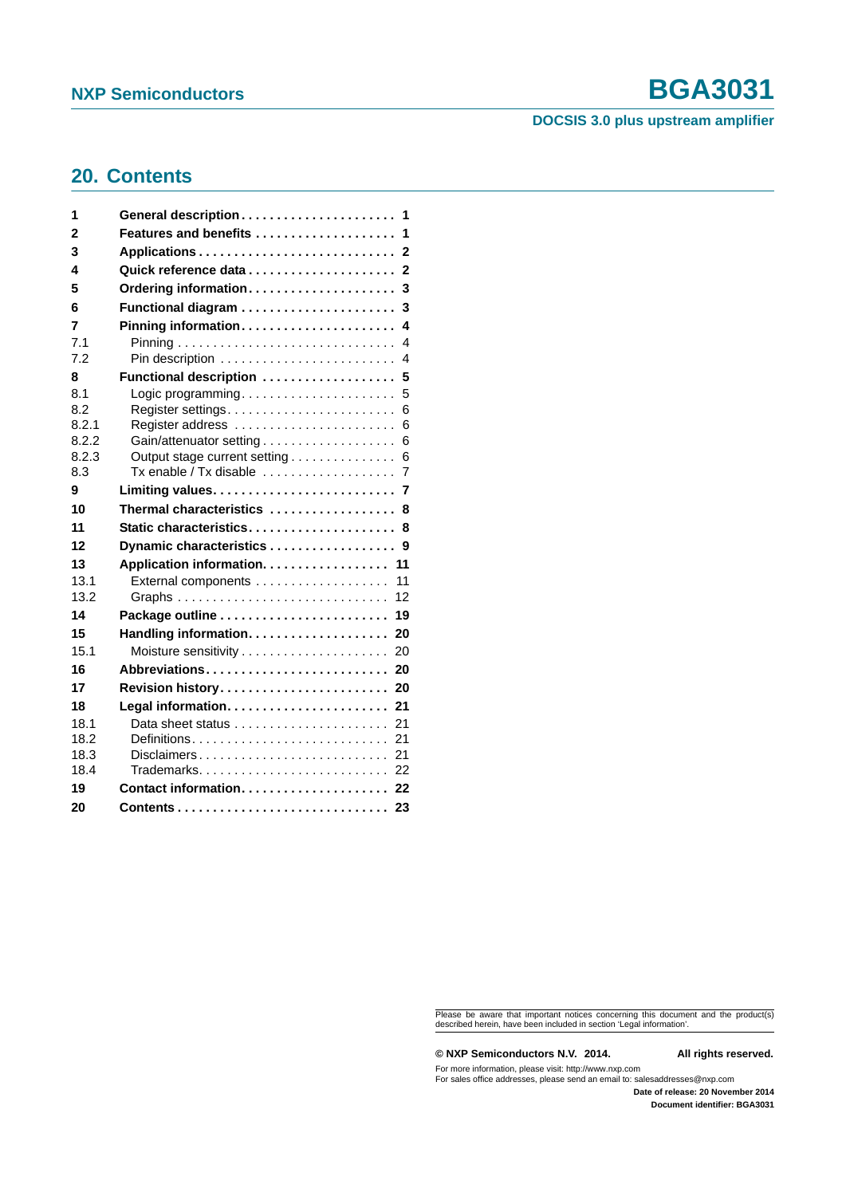## 20. Contents

| | | |
|---|---|---|
| **1** | **General description** | **1** |
| **2** | **Features and benefits** | **1** |
| **3** | **Applications** | **2** |
| **4** | **Quick reference data** | **2** |
| **5** | **Ordering information** | **3** |
| **6** | **Functional diagram** | **3** |
| **7** | **Pinning information** | **4** |
| 7.1 | Pinning | 4 |
| 7.2 | Pin description | 4 |
| **8** | **Functional description** | **5** |
| 8.1 | Logic programming | 5 |
| 8.2 | Register settings | 6 |
| 8.2.1 | Register address | 6 |
| 8.2.2 | Gain/attenuator setting | 6 |
| 8.2.3 | Output stage current setting | 6 |
| 8.3 | Tx enable / Tx disable | 7 |
| **9** | **Limiting values** | **7** |
| **10** | **Thermal characteristics** | **8** |
| **11** | **Static characteristics** | **8** |
| **12** | **Dynamic characteristics** | **9** |
| **13** | **Application information** | **11** |
| 13.1 | External components | 11 |
| 13.2 | Graphs | 12 |
| **14** | **Package outline** | **19** |
| **15** | **Handling information** | **20** |
| 15.1 | Moisture sensitivity | 20 |
| **16** | **Abbreviations** | **20** |
| **17** | **Revision history** | **20** |
| **18** | **Legal information** | **21** |
| 18.1 | Data sheet status | 21 |
| 18.2 | Definitions | 21 |
| 18.3 | Disclaimers | 21 |
| 18.4 | Trademarks | 22 |
| **19** | **Contact information** | **22** |
| **20** | **Contents** | **23** |

Please be aware that important notices concerning this document and the product(s) described herein, have been included in section 'Legal information'.

**© NXP Semiconductors N.V. 2014. All rights reserved.**

For more information, please visit: http://www.nxp.com
For sales office addresses, please send an email to: salesaddresses@nxp.com

**Date of release: 20 November 2014**
**Document identifier: BGA3031**